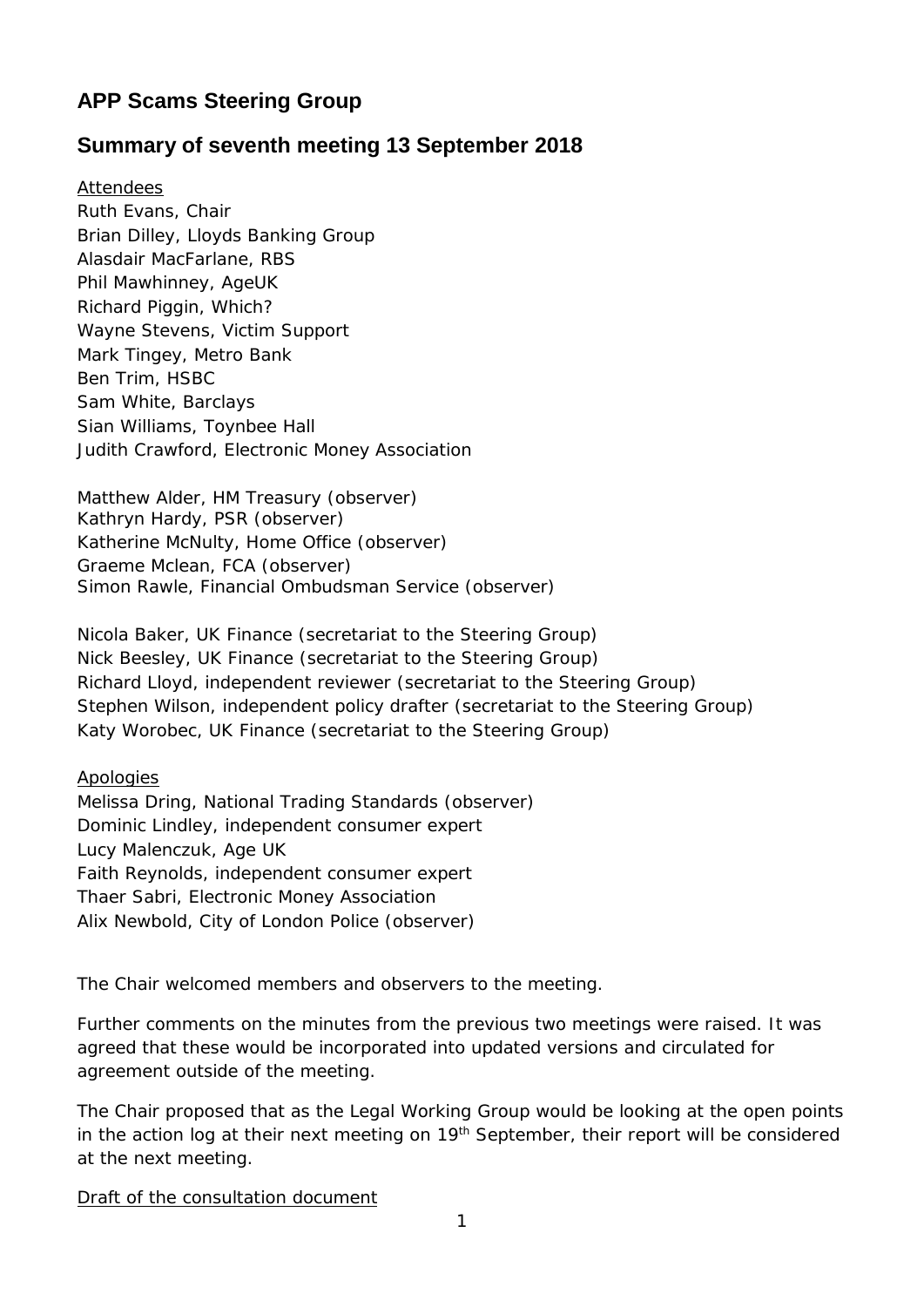# APP Scams Steering Group

## Summary of seventh meeting 13 September 2018

Attendees

Ruth Evans, Chair
Brian Dilley, Lloyds Banking Group
Alasdair MacFarlane, RBS
Phil Mawhinney, AgeUK
Richard Piggin, Which?
Wayne Stevens, Victim Support
Mark Tingey, Metro Bank
Ben Trim, HSBC
Sam White, Barclays
Sian Williams, Toynbee Hall
Judith Crawford, Electronic Money Association

Matthew Alder, HM Treasury (observer)
Kathryn Hardy, PSR (observer)
Katherine McNulty, Home Office (observer)
Graeme Mclean, FCA (observer)
Simon Rawle, Financial Ombudsman Service (observer)

Nicola Baker, UK Finance (secretariat to the Steering Group)
Nick Beesley, UK Finance (secretariat to the Steering Group)
Richard Lloyd, independent reviewer (secretariat to the Steering Group)
Stephen Wilson, independent policy drafter (secretariat to the Steering Group)
Katy Worobec, UK Finance (secretariat to the Steering Group)

Apologies

Melissa Dring, National Trading Standards (observer)
Dominic Lindley, independent consumer expert
Lucy Malenczuk, Age UK
Faith Reynolds, independent consumer expert
Thaer Sabri, Electronic Money Association
Alix Newbold, City of London Police (observer)

The Chair welcomed members and observers to the meeting.

Further comments on the minutes from the previous two meetings were raised. It was agreed that these would be incorporated into updated versions and circulated for agreement outside of the meeting.

The Chair proposed that as the Legal Working Group would be looking at the open points in the action log at their next meeting on 19th September, their report will be considered at the next meeting.

Draft of the consultation document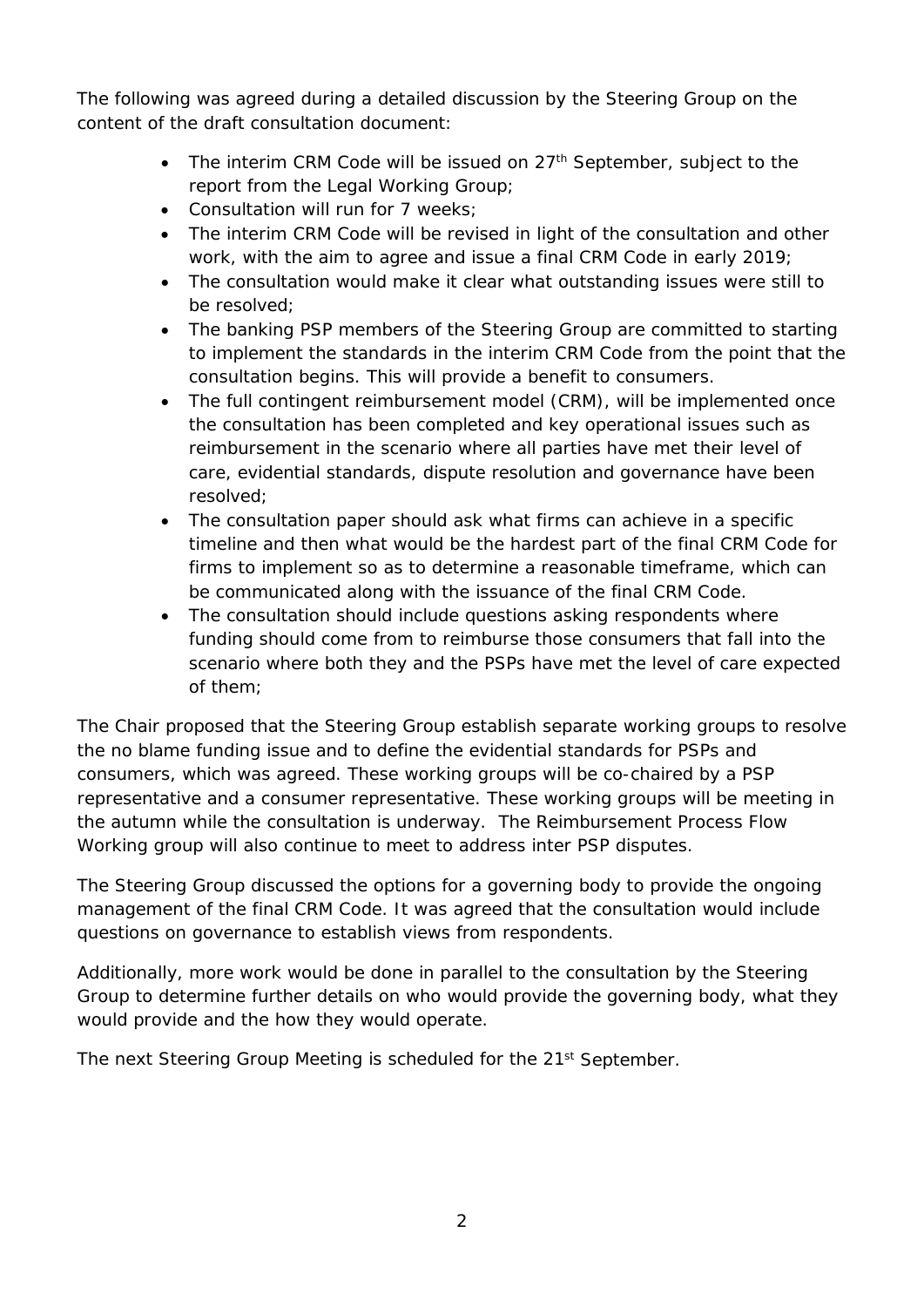The following was agreed during a detailed discussion by the Steering Group on the content of the draft consultation document:

- The interim CRM Code will be issued on 27th September, subject to the report from the Legal Working Group;
- Consultation will run for 7 weeks;
- The interim CRM Code will be revised in light of the consultation and other work, with the aim to agree and issue a final CRM Code in early 2019;
- The consultation would make it clear what outstanding issues were still to be resolved;
- The banking PSP members of the Steering Group are committed to starting to implement the standards in the interim CRM Code from the point that the consultation begins. This will provide a benefit to consumers.
- The full contingent reimbursement model (CRM), will be implemented once the consultation has been completed and key operational issues such as reimbursement in the scenario where all parties have met their level of care, evidential standards, dispute resolution and governance have been resolved;
- The consultation paper should ask what firms can achieve in a specific timeline and then what would be the hardest part of the final CRM Code for firms to implement so as to determine a reasonable timeframe, which can be communicated along with the issuance of the final CRM Code.
- The consultation should include questions asking respondents where funding should come from to reimburse those consumers that fall into the scenario where both they and the PSPs have met the level of care expected of them;

The Chair proposed that the Steering Group establish separate working groups to resolve the no blame funding issue and to define the evidential standards for PSPs and consumers, which was agreed. These working groups will be co-chaired by a PSP representative and a consumer representative. These working groups will be meeting in the autumn while the consultation is underway. The Reimbursement Process Flow Working group will also continue to meet to address inter PSP disputes.

The Steering Group discussed the options for a governing body to provide the ongoing management of the final CRM Code. It was agreed that the consultation would include questions on governance to establish views from respondents.

Additionally, more work would be done in parallel to the consultation by the Steering Group to determine further details on who would provide the governing body, what they would provide and the how they would operate.

The next Steering Group Meeting is scheduled for the 21st September.